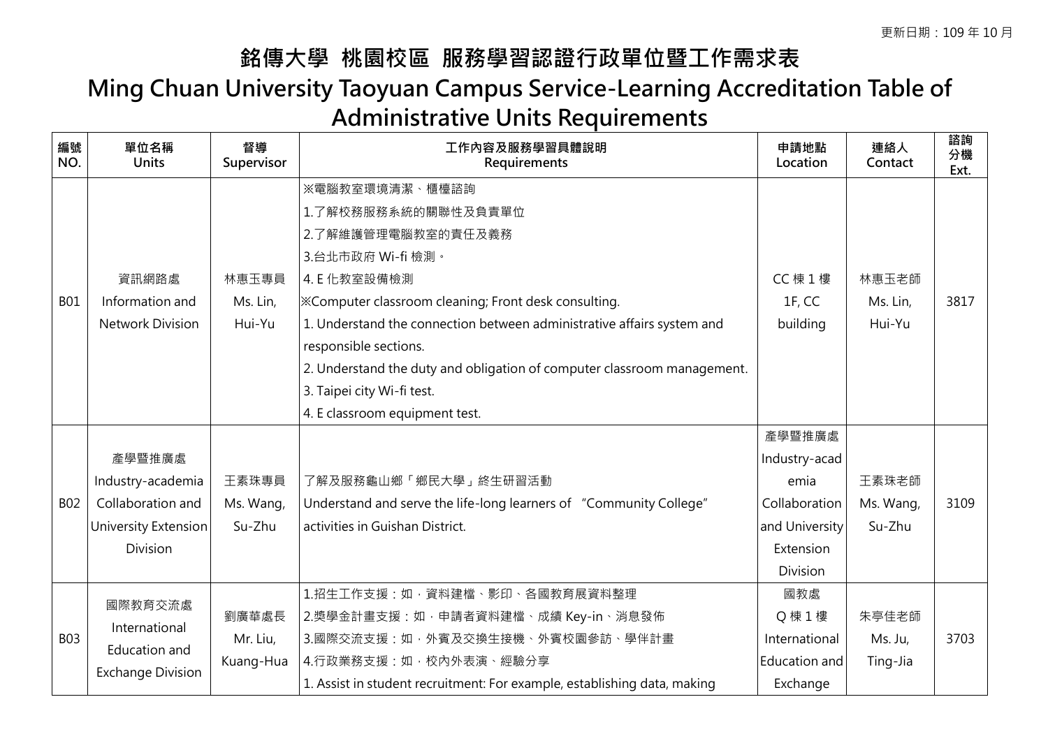更新日期：109 年 10 月

# 銘傳大學 桃園校區 服務學習認證行政單位暨工作需求表

# Ming Chuan University Taoyuan Campus Service-Learning Accreditation Table of Administrative Units Requirements

| 編號 NO. | 單位名稱 Units | 督導 Supervisor | 工作內容及服務學習具體說明 Requirements | 申請地點 Location | 連絡人 Contact | 諮詢分機 Ext. |
|---|---|---|---|---|---|---|
| B01 | 資訊網路處 Information and Network Division | 林惠玉專員 Ms. Lin, Hui-Yu | ※電腦教室環境清潔、櫃檯諮詢<br>1.了解校務服務系統的關聯性及負責單位<br>2.了解維護管理電腦教室的責任及義務<br>3.台北市政府 Wi-fi 檢測。<br>4. E 化教室設備檢測<br>※Computer classroom cleaning; Front desk consulting.<br>1. Understand the connection between administrative affairs system and responsible sections.<br>2. Understand the duty and obligation of computer classroom management.<br>3. Taipei city Wi-fi test.<br>4. E classroom equipment test. | CC 棟 1 樓 1F, CC building | 林惠玉老師 Ms. Lin, Hui-Yu | 3817 |
| B02 | 產學暨推廣處 Industry-academia Collaboration and University Extension Division | 王素珠專員 Ms. Wang, Su-Zhu | 了解及服務龜山鄉「鄉民大學」終生研習活動<br>Understand and serve the life-long learners of "Community College" activities in Guishan District. | 產學暨推廣處 Industry-academia Collaboration and University Extension Division | 王素珠老師 Ms. Wang, Su-Zhu | 3109 |
| B03 | 國際教育交流處 International Education and Exchange Division | 劉廣華處長 Mr. Liu, Kuang-Hua | 1.招生工作支援：如，資料建檔、影印、各國教育展資料整理<br>2.獎學金計畫支援：如，申請者資料建檔、成績 Key-in、消息發佈<br>3.國際交流支援：如，外賓及交換生接機、外賓校園參訪、學伴計畫<br>4.行政業務支援：如，校內外表演、經驗分享<br>1. Assist in student recruitment: For example, establishing data, making | 國教處 Q 棟 1 樓 International Education and Exchange | 朱亭佳老師 Ms. Ju, Ting-Jia | 3703 |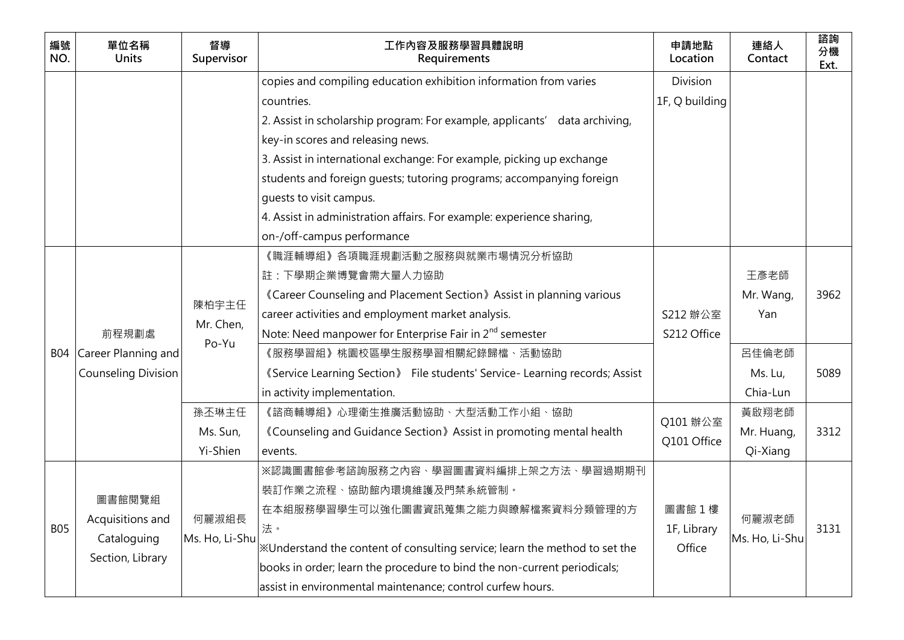| 編號 NO. | 單位名稱 Units | 督導 Supervisor | 工作內容及服務學習具體說明 Requirements | 申請地點 Location | 連絡人 Contact | 諮詢分機 Ext. |
|---|---|---|---|---|---|---|
| | | | copies and compiling education exhibition information from varies countries.<br>2. Assist in scholarship program: For example, applicants' data archiving, key-in scores and releasing news.<br>3. Assist in international exchange: For example, picking up exchange students and foreign guests; tutoring programs; accompanying foreign guests to visit campus.<br>4. Assist in administration affairs. For example: experience sharing, on-/off-campus performance | Division<br>1F, Q building | | |
| B04 | 前程規劃處<br>Career Planning and Counseling Division | 陳柏宇主任<br>Mr. Chen, Po-Yu | 《職涯輔導組》各項職涯規劃活動之服務與就業市場情況分析協助<br>註：下學期企業博覽會需大量人力協助<br>《Career Counseling and Placement Section》Assist in planning various career activities and employment market analysis.<br>Note: Need manpower for Enterprise Fair in 2nd semester | S212 辦公室<br>S212 Office | 王彥老師<br>Mr. Wang, Yan | 3962 |
| | | | 《服務學習組》桃園校區學生服務學習相關紀錄歸檔、活動協助<br>《Service Learning Section》 File students' Service- Learning records; Assist in activity implementation. | | 呂佳倫老師<br>Ms. Lu, Chia-Lun | 5089 |
| | | 孫丕琳主任<br>Ms. Sun, Yi-Shien | 《諮商輔導組》心理衛生推廣活動協助、大型活動工作小組、協助<br>《Counseling and Guidance Section》Assist in promoting mental health events. | Q101 辦公室<br>Q101 Office | 黃啟翔老師<br>Mr. Huang, Qi-Xiang | 3312 |
| B05 | 圖書館閱覽組<br>Acquisitions and Cataloguing Section, Library | 何麗淑組長<br>Ms. Ho, Li-Shu | ※認識圖書館參考諮詢服務之內容、學習圖書資料編排上架之方法、學習過期期刊裝訂作業之流程、協助館內環境維護及門禁系統管制。<br>在本組服務學習學生可以強化圖書資訊蒐集之能力與瞭解檔案資料分類管理的方法。<br>※Understand the content of consulting service; learn the method to set the books in order; learn the procedure to bind the non-current periodicals; assist in environmental maintenance; control curfew hours. | 圖書館 1 樓<br>1F, Library Office | 何麗淑老師<br>Ms. Ho, Li-Shu | 3131 |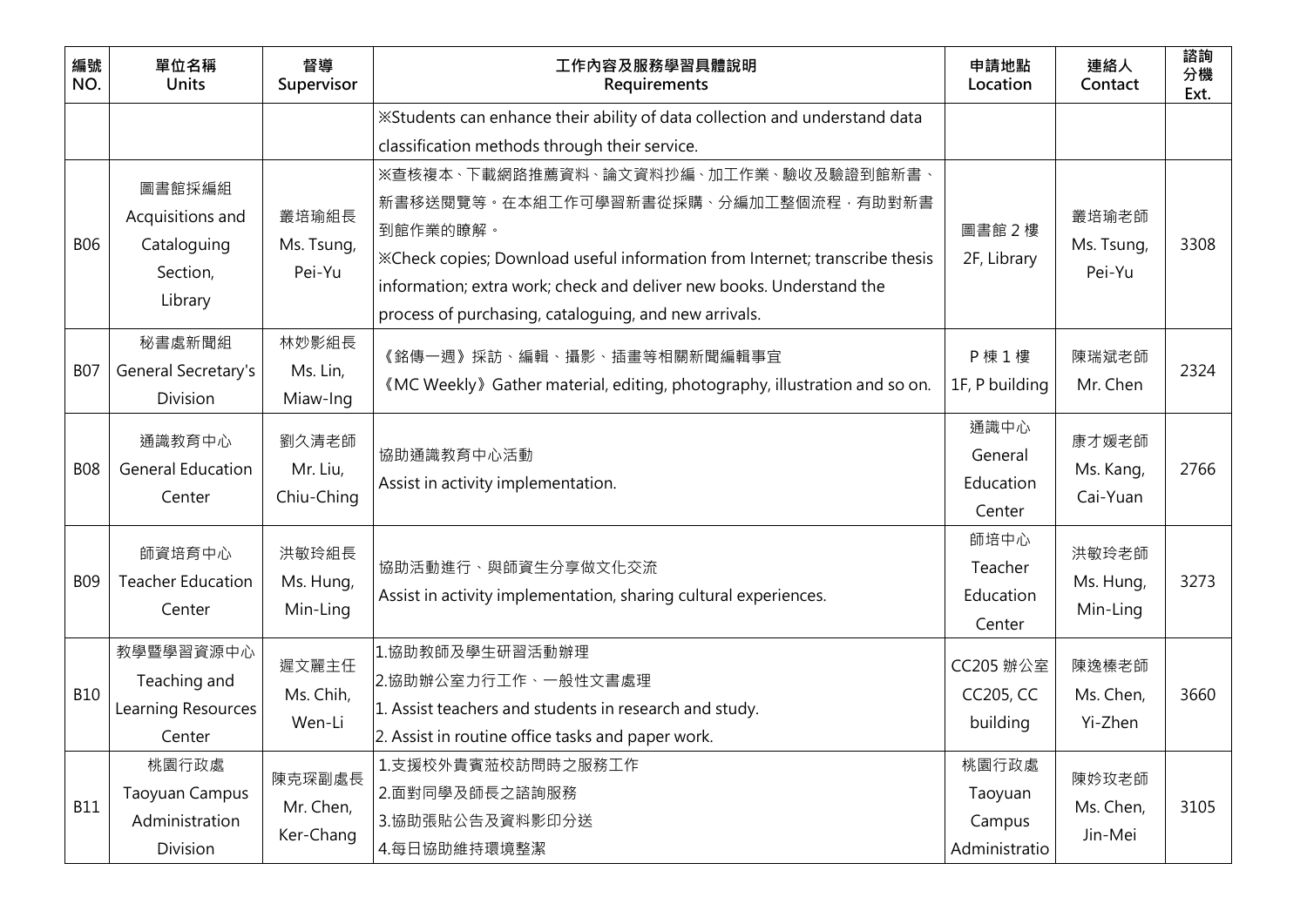| 編號 NO. | 單位名稱 Units | 督導 Supervisor | 工作內容及服務學習具體說明 Requirements | 申請地點 Location | 連絡人 Contact | 諮詢分機 Ext. |
|---|---|---|---|---|---|---|
| | | | ※Students can enhance their ability of data collection and understand data classification methods through their service. | | | |
| B06 | 圖書館採編組 Acquisitions and Cataloguing Section, Library | 叢培瑜組長 Ms. Tsung, Pei-Yu | ※查核複本、下載網路推薦資料、論文資料抄編、加工作業、驗收及驗證到館新書、新書移送閱覽等。在本組工作可學習新書從採購、分編加工整個流程，有助對新書到館作業的瞭解。<br>※Check copies; Download useful information from Internet; transcribe thesis information; extra work; check and deliver new books. Understand the process of purchasing, cataloguing, and new arrivals. | 圖書館 2 樓 2F, Library | 叢培瑜老師 Ms. Tsung, Pei-Yu | 3308 |
| B07 | 秘書處新聞組 General Secretary's Division | 林妙影組長 Ms. Lin, Miaw-Ing | 《銘傳一週》採訪、編輯、攝影、插畫等相關新聞編輯事宜<br>《MC Weekly》Gather material, editing, photography, illustration and so on. | P 棟 1 樓 1F, P building | 陳瑞斌老師 Mr. Chen | 2324 |
| B08 | 通識教育中心 General Education Center | 劉久清老師 Mr. Liu, Chiu-Ching | 協助通識教育中心活動<br>Assist in activity implementation. | 通識中心 General Education Center | 康才媛老師 Ms. Kang, Cai-Yuan | 2766 |
| B09 | 師資培育中心 Teacher Education Center | 洪敏玲組長 Ms. Hung, Min-Ling | 協助活動進行、與師資生分享做文化交流<br>Assist in activity implementation, sharing cultural experiences. | 師培中心 Teacher Education Center | 洪敏玲老師 Ms. Hung, Min-Ling | 3273 |
| B10 | 教學暨學習資源中心 Teaching and Learning Resources Center | 遲文麗主任 Ms. Chih, Wen-Li | 1.協助教師及學生研習活動辦理<br>2.協助辦公室力行工作、一般性文書處理<br>1. Assist teachers and students in research and study.<br>2. Assist in routine office tasks and paper work. | CC205 辦公室 CC205, CC building | 陳逸榛老師 Ms. Chen, Yi-Zhen | 3660 |
| B11 | 桃園行政處 Taoyuan Campus Administration Division | 陳克琛副處長 Mr. Chen, Ker-Chang | 1.支援校外貴賓蒞校訪問時之服務工作<br>2.面對同學及師長之諮詢服務<br>3.協助張貼公告及資料影印分送<br>4.每日協助維持環境整潔 | 桃園行政處 Taoyuan Campus Administratio | 陳妗玫老師 Ms. Chen, Jin-Mei | 3105 |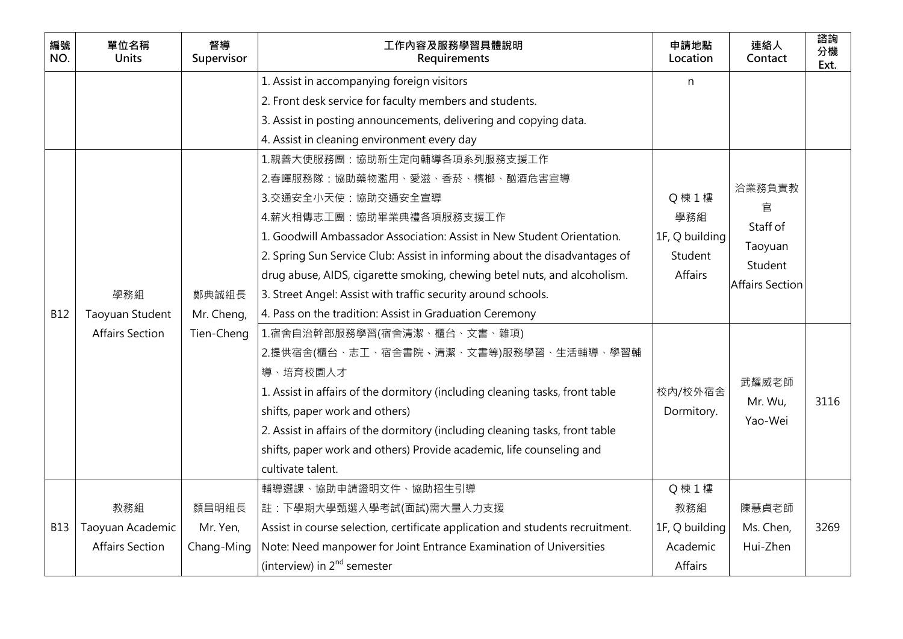| 編號<br>NO. | 單位名稱<br>Units | 督導<br>Supervisor | 工作內容及服務學習具體說明<br>Requirements | 申請地點<br>Location | 連絡人<br>Contact | 諮詢分機<br>Ext. |
|---|---|---|---|---|---|---|
| | | | 1. Assist in accompanying foreign visitors<br>2. Front desk service for faculty members and students.<br>3. Assist in posting announcements, delivering and copying data.<br>4. Assist in cleaning environment every day | n | | |
| B12 | 學務組<br>Taoyuan Student Affairs Section | 鄭典誠組長<br>Mr. Cheng, Tien-Cheng | 1.親善大使服務團：協助新生定向輔導各項系列服務支援工作<br>2.春暉服務隊：協助藥物濫用、愛滋、香菸、檳榔、酗酒危害宣導<br>3.交通安全小天使：協助交通安全宣導<br>4.薪火相傳志工團：協助畢業典禮各項服務支援工作<br>1. Goodwill Ambassador Association: Assist in New Student Orientation.<br>2. Spring Sun Service Club: Assist in informing about the disadvantages of drug abuse, AIDS, cigarette smoking, chewing betel nuts, and alcoholism.<br>3. Street Angel: Assist with traffic security around schools.<br>4. Pass on the tradition: Assist in Graduation Ceremony | Q 棟 1 樓<br>學務組<br>1F, Q building<br>Student Affairs | 洽業務負責教官<br>Staff of Taoyuan Student Affairs Section | |
| | | | 1.宿舍自治幹部服務學習(宿舍清潔、櫃台、文書、雜項)<br>2.提供宿舍(櫃台、志工、宿舍書院、清潔、文書等)服務學習、生活輔導、學習輔導、培育校園人才<br>1. Assist in affairs of the dormitory (including cleaning tasks, front table shifts, paper work and others)<br>2. Assist in affairs of the dormitory (including cleaning tasks, front table shifts, paper work and others) Provide academic, life counseling and cultivate talent. | 校內/校外宿舍<br>Dormitory. | 武耀威老師<br>Mr. Wu, Yao-Wei | 3116 |
| B13 | 教務組<br>Taoyuan Academic Affairs Section | 顏昌明組長<br>Mr. Yen, Chang-Ming | 輔導選課、協助申請證明文件、協助招生引導<br>註：下學期大學甄選入學考試(面試)需大量人力支援<br>Assist in course selection, certificate application and students recruitment.<br>Note: Need manpower for Joint Entrance Examination of Universities (interview) in 2nd semester | Q 棟 1 樓<br>教務組<br>1F, Q building<br>Academic Affairs | 陳慧貞老師<br>Ms. Chen, Hui-Zhen | 3269 |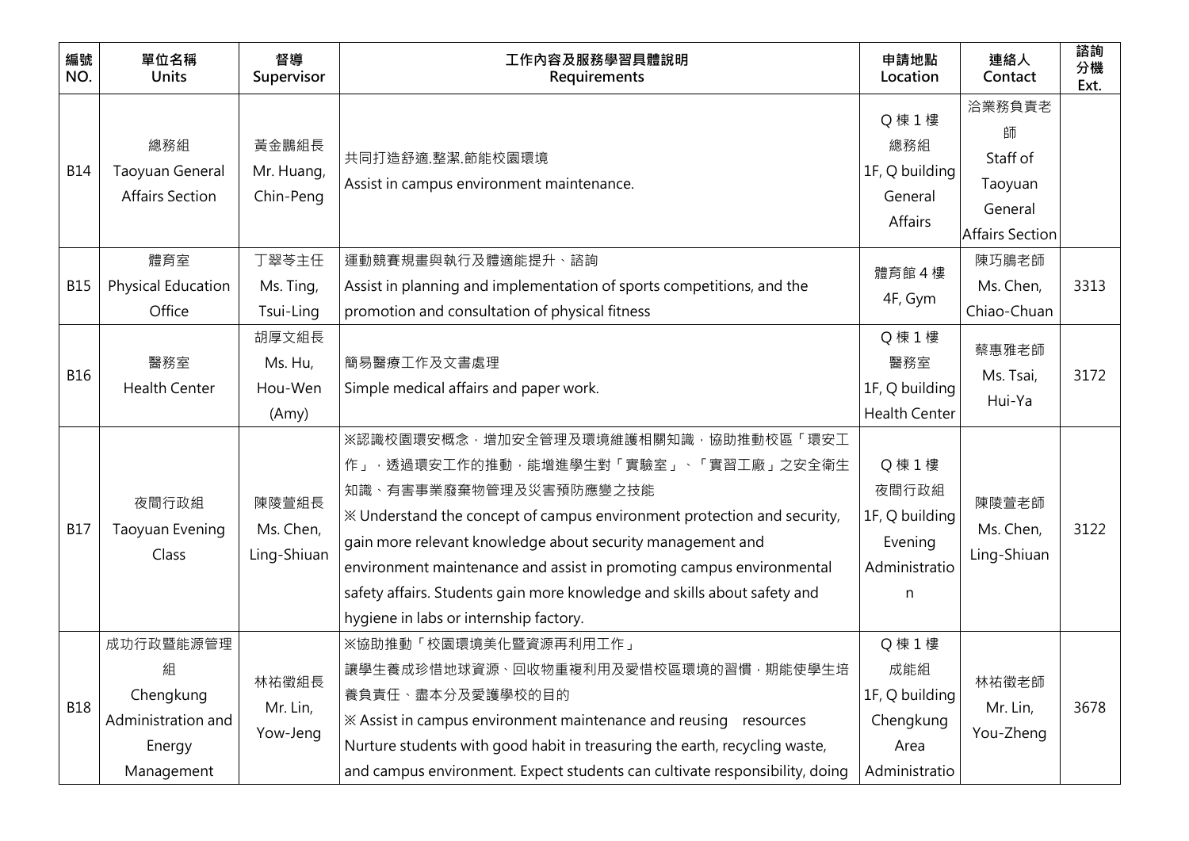| 編號 NO. | 單位名稱 Units | 督導 Supervisor | 工作內容及服務學習具體說明 Requirements | 申請地點 Location | 連絡人 Contact | 諮詢分機 Ext. |
|---|---|---|---|---|---|---|
| B14 | 總務組<br>Taoyuan General Affairs Section | 黃金鵬組長<br>Mr. Huang, Chin-Peng | 共同打造舒適.整潔.節能校園環境<br>Assist in campus environment maintenance. | Q 棟 1 樓<br>總務組<br>1F, Q building General Affairs | 洽業務負責老師<br>Staff of Taoyuan General Affairs Section | |
| B15 | 體育室<br>Physical Education Office | 丁翠苓主任<br>Ms. Ting, Tsui-Ling | 運動競賽規畫與執行及體適能提升、諮詢<br>Assist in planning and implementation of sports competitions, and the promotion and consultation of physical fitness | 體育館 4 樓<br>4F, Gym | 陳巧鵑老師<br>Ms. Chen, Chiao-Chuan | 3313 |
| B16 | 醫務室<br>Health Center | 胡厚文組長<br>Ms. Hu, Hou-Wen (Amy) | 簡易醫療工作及文書處理<br>Simple medical affairs and paper work. | Q 棟 1 樓<br>醫務室<br>1F, Q building Health Center | 蔡惠雅老師<br>Ms. Tsai, Hui-Ya | 3172 |
| B17 | 夜間行政組<br>Taoyuan Evening Class | 陳陵萱組長<br>Ms. Chen, Ling-Shiuan | ※認識校園環安概念，增加安全管理及環境維護相關知識，協助推動校區「環安工作」，透過環安工作的推動，能增進學生對「實驗室」、「實習工廠」之安全衛生知識、有害事業廢棄物管理及災害預防應變之技能<br>※ Understand the concept of campus environment protection and security, gain more relevant knowledge about security management and environment maintenance and assist in promoting campus environmental safety affairs. Students gain more knowledge and skills about safety and hygiene in labs or internship factory. | Q 棟 1 樓<br>夜間行政組<br>1F, Q building Evening Administration | 陳陵萱老師<br>Ms. Chen, Ling-Shiuan | 3122 |
| B18 | 成功行政暨能源管理組<br>Chengkung Administration and Energy Management | 林祐徵組長<br>Mr. Lin, Yow-Jeng | ※協助推動「校園環境美化暨資源再利用工作」<br>讓學生養成珍惜地球資源、回收物重複利用及愛惜校區環境的習慣，期能使學生培養負責任、盡本分及愛護學校的目的<br>※ Assist in campus environment maintenance and reusing resources<br>Nurture students with good habit in treasuring the earth, recycling waste, and campus environment. Expect students can cultivate responsibility, doing | Q 棟 1 樓<br>成能組<br>1F, Q building Chengkung Area Administratio | 林祐徵老師<br>Mr. Lin, You-Zheng | 3678 |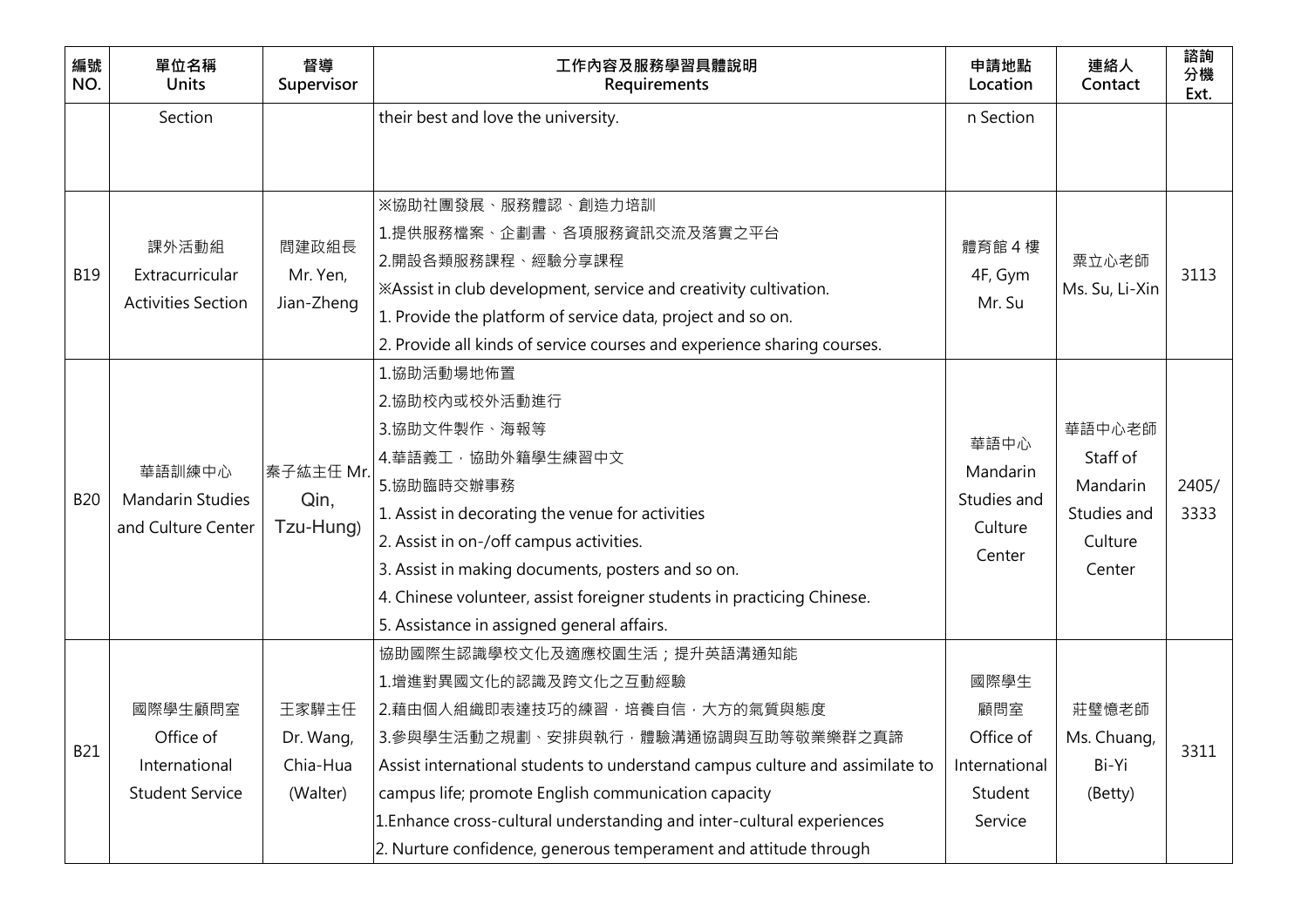| 編號 NO. | 單位名稱 Units | 督導 Supervisor | 工作內容及服務學習具體說明 Requirements | 申請地點 Location | 連絡人 Contact | 諮詢分機 Ext. |
|---|---|---|---|---|---|---|
| | Section | | their best and love the university. | n Section | | |
| B19 | 課外活動組 Extracurricular Activities Section | 閆建政組長 Mr. Yen, Jian-Zheng | ※協助社團發展、服務體認、創造力培訓<br>1.提供服務檔案、企劃書、各項服務資訊交流及落實之平台<br>2.開設各類服務課程、經驗分享課程<br>※Assist in club development, service and creativity cultivation.<br>1. Provide the platform of service data, project and so on.<br>2. Provide all kinds of service courses and experience sharing courses. | 體育館 4 樓 4F, Gym Mr. Su | 粟立心老師 Ms. Su, Li-Xin | 3113 |
| B20 | 華語訓練中心 Mandarin Studies and Culture Center | 秦子紘主任 Mr. Qin, Tzu-Hung) | 1.協助活動場地佈置<br>2.協助校內或校外活動進行<br>3.協助文件製作、海報等<br>4.華語義工，協助外籍學生練習中文<br>5.協助臨時交辦事務<br>1. Assist in decorating the venue for activities<br>2. Assist in on-/off campus activities.<br>3. Assist in making documents, posters and so on.<br>4. Chinese volunteer, assist foreigner students in practicing Chinese.<br>5. Assistance in assigned general affairs. | 華語中心 Mandarin Studies and Culture Center | 華語中心老師 Staff of Mandarin Studies and Culture Center | 2405/ 3333 |
| B21 | 國際學生顧問室 Office of International Student Service | 王家驊主任 Dr. Wang, Chia-Hua (Walter) | 協助國際生認識學校文化及適應校園生活；提升英語溝通知能<br>1.增進對異國文化的認識及跨文化之互動經驗<br>2.藉由個人組織即表達技巧的練習，培養自信，大方的氣質與態度<br>3.參與學生活動之規劃、安排與執行，體驗溝通協調與互助等敬業樂群之真諦<br>Assist international students to understand campus culture and assimilate to campus life; promote English communication capacity<br>1.Enhance cross-cultural understanding and inter-cultural experiences<br>2. Nurture confidence, generous temperament and attitude through | 國際學生顧問室 Office of International Student Service | 莊璧憶老師 Ms. Chuang, Bi-Yi (Betty) | 3311 |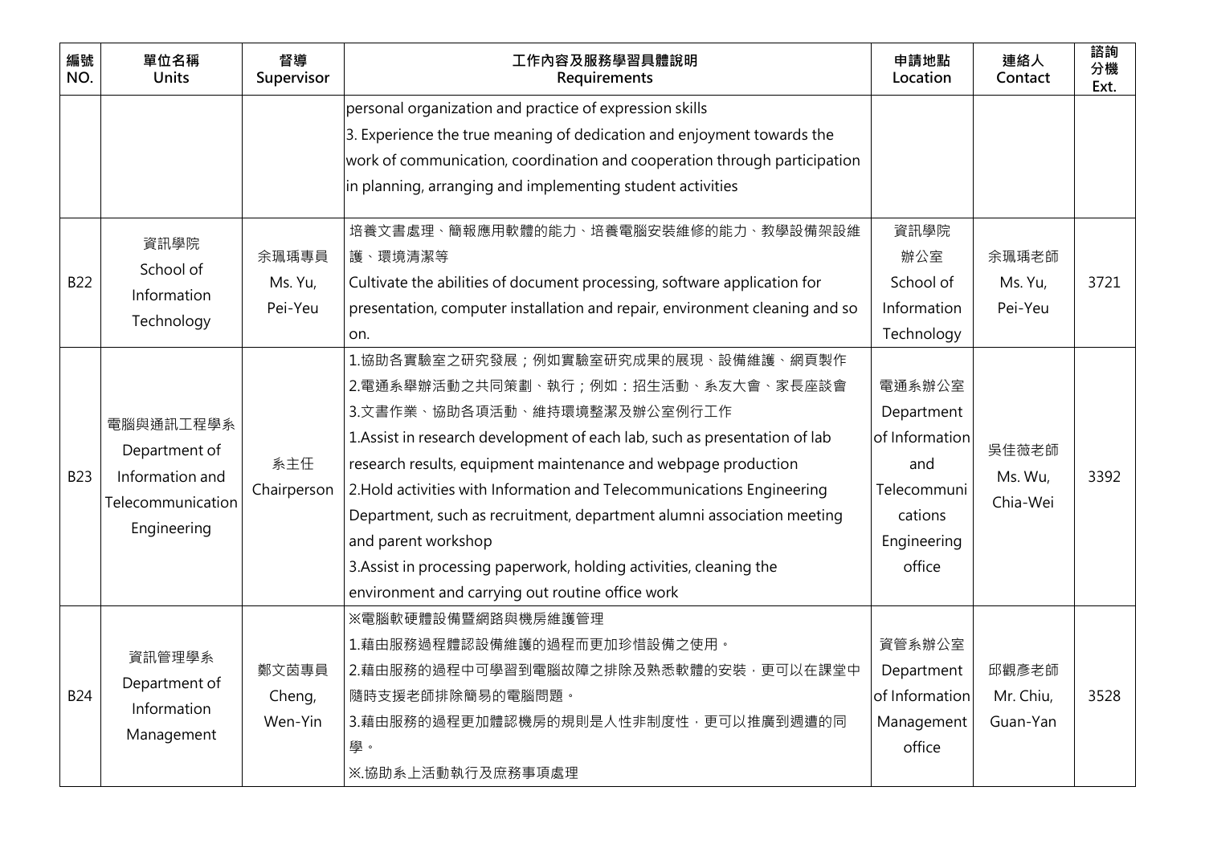| 編號 NO. | 單位名稱 Units | 督導 Supervisor | 工作內容及服務學習具體說明 Requirements | 申請地點 Location | 連絡人 Contact | 諮詢分機 Ext. |
|---|---|---|---|---|---|---|
| | | | personal organization and practice of expression skills<br>3. Experience the true meaning of dedication and enjoyment towards the work of communication, coordination and cooperation through participation in planning, arranging and implementing student activities | | | |
| B22 | 資訊學院<br>School of Information Technology | 余珮瑀專員<br>Ms. Yu, Pei-Yeu | 培養文書處理、簡報應用軟體的能力、培養電腦安裝維修的能力、教學設備架設維護、環境清潔等<br>Cultivate the abilities of document processing, software application for presentation, computer installation and repair, environment cleaning and so on. | 資訊學院辦公室<br>School of Information Technology | 余珮瑀老師<br>Ms. Yu, Pei-Yeu | 3721 |
| B23 | 電腦與通訊工程學系<br>Department of Information and Telecommunication Engineering | 系主任<br>Chairperson | 1.協助各實驗室之研究發展；例如實驗室研究成果的展現、設備維護、網頁製作<br>2.電通系舉辦活動之共同策劃、執行；例如：招生活動、系友大會、家長座談會<br>3.文書作業、協助各項活動、維持環境整潔及辦公室例行工作<br>1.Assist in research development of each lab, such as presentation of lab research results, equipment maintenance and webpage production<br>2.Hold activities with Information and Telecommunications Engineering Department, such as recruitment, department alumni association meeting and parent workshop<br>3.Assist in processing paperwork, holding activities, cleaning the environment and carrying out routine office work | 電通系辦公室<br>Department of Information and Telecommunications Engineering office | 吳佳薇老師<br>Ms. Wu, Chia-Wei | 3392 |
| B24 | 資訊管理學系<br>Department of Information Management | 鄭文茵專員<br>Cheng, Wen-Yin | ※電腦軟硬體設備暨網路與機房維護管理<br>1.藉由服務過程體認設備維護的過程而更加珍惜設備之使用。<br>2.藉由服務的過程中可學習到電腦故障之排除及熟悉軟體的安裝，更可以在課堂中隨時支援老師排除簡易的電腦問題。<br>3.藉由服務的過程更加體認機房的規則是人性非制度性，更可以推廣到週遭的同學。<br>※.協助系上活動執行及庶務事項處理 | 資管系辦公室<br>Department of Information Management office | 邱觀彥老師<br>Mr. Chiu, Guan-Yan | 3528 |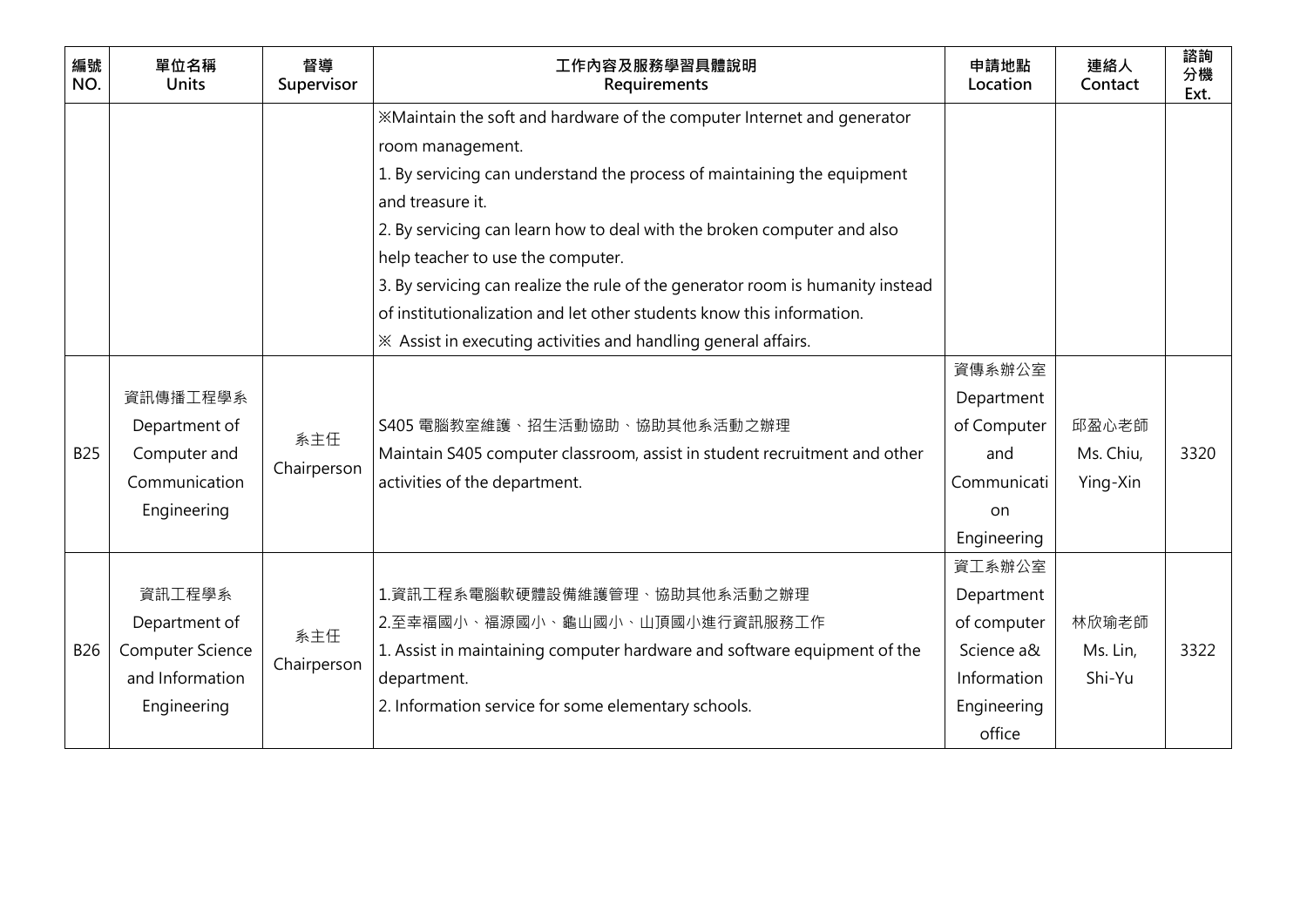| 編號 NO. | 單位名稱 Units | 督導 Supervisor | 工作內容及服務學習具體說明 Requirements | 申請地點 Location | 連絡人 Contact | 諮詢分機 Ext. |
|---|---|---|---|---|---|---|
| | | | ※Maintain the soft and hardware of the computer Internet and generator room management.<br>1. By servicing can understand the process of maintaining the equipment and treasure it.<br>2. By servicing can learn how to deal with the broken computer and also help teacher to use the computer.<br>3. By servicing can realize the rule of the generator room is humanity instead of institutionalization and let other students know this information.<br>※ Assist in executing activities and handling general affairs. | | | |
| B25 | 資訊傳播工程學系 Department of Computer and Communication Engineering | 系主任 Chairperson | S405 電腦教室維護、招生活動協助、協助其他系活動之辦理<br>Maintain S405 computer classroom, assist in student recruitment and other activities of the department. | 資傳系辦公室 Department of Computer and Communication Engineering | 邱盈心老師 Ms. Chiu, Ying-Xin | 3320 |
| B26 | 資訊工程學系 Department of Computer Science and Information Engineering | 系主任 Chairperson | 1.資訊工程系電腦軟硬體設備維護管理、協助其他系活動之辦理<br>2.至幸福國小、福源國小、龜山國小、山頂國小進行資訊服務工作<br>1. Assist in maintaining computer hardware and software equipment of the department.<br>2. Information service for some elementary schools. | 資工系辦公室 Department of computer Science a& Information Engineering office | 林欣瑜老師 Ms. Lin, Shi-Yu | 3322 |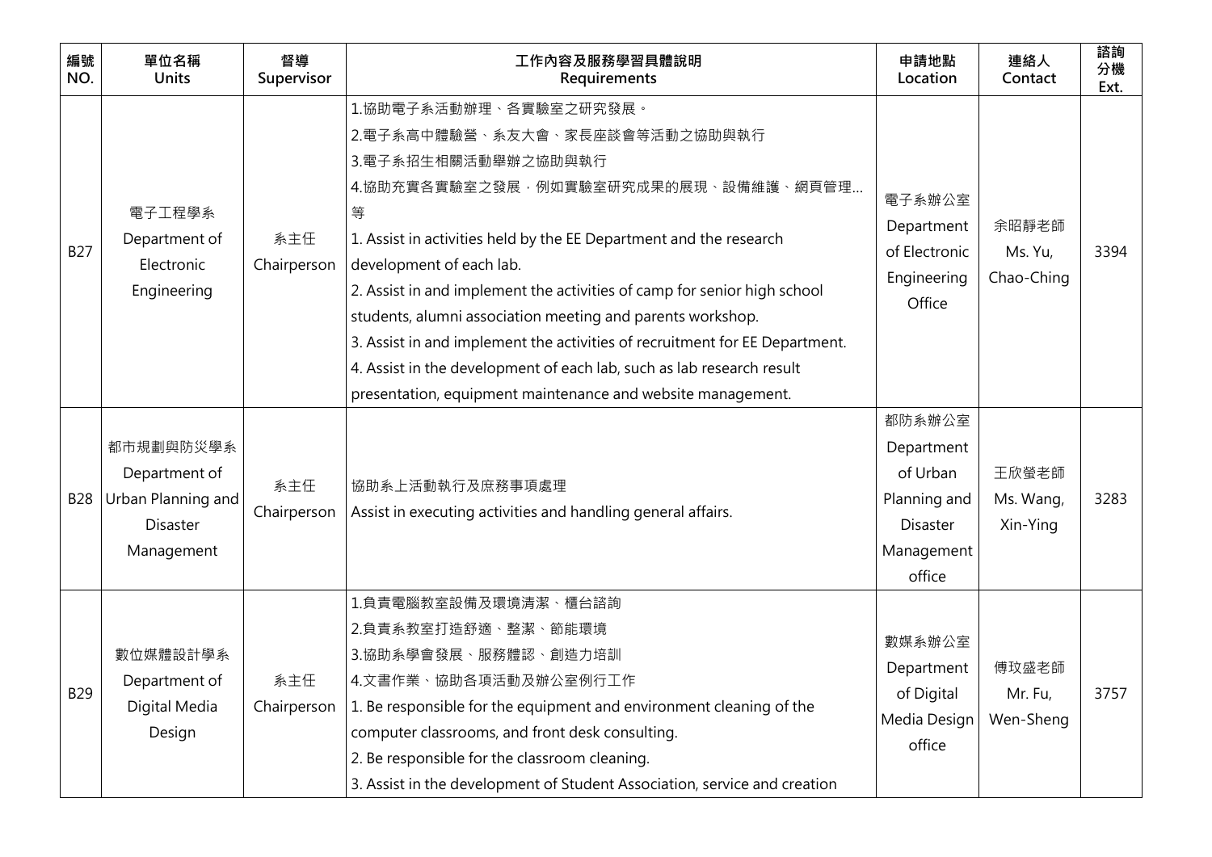| 編號 NO. | 單位名稱 Units | 督導 Supervisor | 工作內容及服務學習具體說明 Requirements | 申請地點 Location | 連絡人 Contact | 諮詢分機 Ext. |
|---|---|---|---|---|---|---|
| B27 | 電子工程學系 Department of Electronic Engineering | 系主任 Chairperson | 1.協助電子系活動辦理、各實驗室之研究發展。<br>2.電子系高中體驗營、系友大會、家長座談會等活動之協助與執行<br>3.電子系招生相關活動舉辦之協助與執行<br>4.協助充實各實驗室之發展，例如實驗室研究成果的展現、設備維護、網頁管理…等<br>1. Assist in activities held by the EE Department and the research development of each lab.<br>2. Assist in and implement the activities of camp for senior high school students, alumni association meeting and parents workshop.<br>3. Assist in and implement the activities of recruitment for EE Department.<br>4. Assist in the development of each lab, such as lab research result presentation, equipment maintenance and website management. | 電子系辦公室 Department of Electronic Engineering Office | 余昭靜老師 Ms. Yu, Chao-Ching | 3394 |
| B28 | 都市規劃與防災學系 Department of Urban Planning and Disaster Management | 系主任 Chairperson | 協助系上活動執行及庶務事項處理<br>Assist in executing activities and handling general affairs. | 都防系辦公室 Department of Urban Planning and Disaster Management office | 王欣瑩老師 Ms. Wang, Xin-Ying | 3283 |
| B29 | 數位媒體設計學系 Department of Digital Media Design | 系主任 Chairperson | 1.負責電腦教室設備及環境清潔、櫃台諮詢<br>2.負責系教室打造舒適、整潔、節能環境<br>3.協助系學會發展、服務體認、創造力培訓<br>4.文書作業、協助各項活動及辦公室例行工作<br>1. Be responsible for the equipment and environment cleaning of the computer classrooms, and front desk consulting.<br>2. Be responsible for the classroom cleaning.<br>3. Assist in the development of Student Association, service and creation | 數媒系辦公室 Department of Digital Media Design office | 傅玟盛老師 Mr. Fu, Wen-Sheng | 3757 |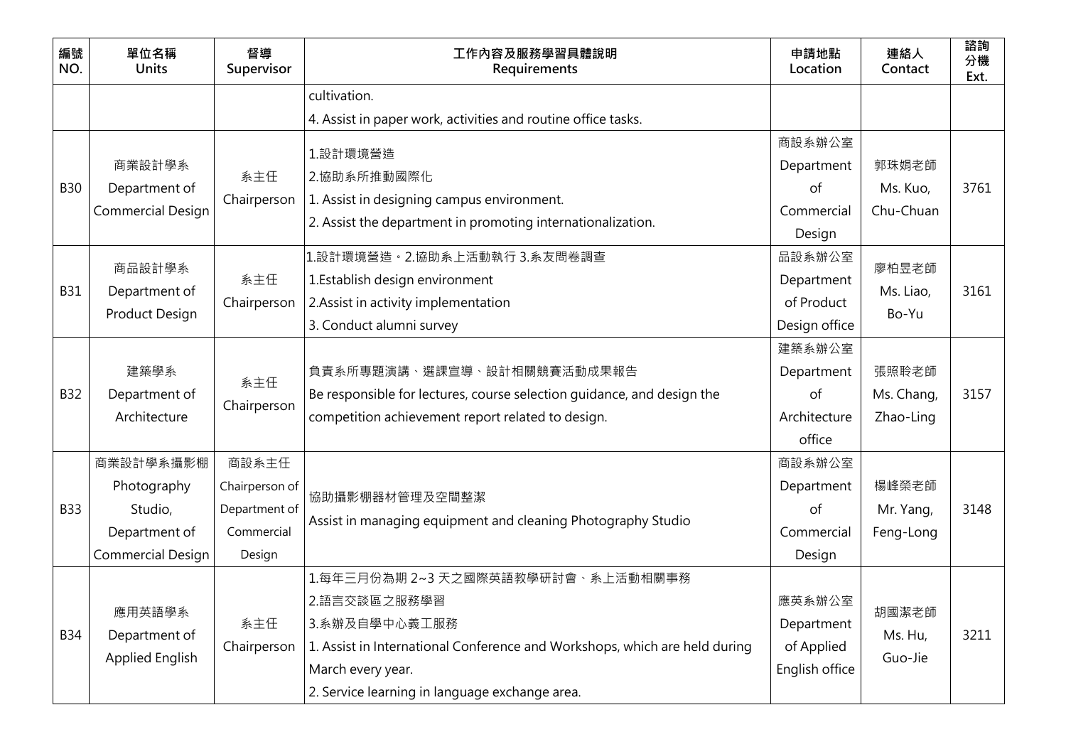| 編號 NO. | 單位名稱 Units | 督導 Supervisor | 工作內容及服務學習具體說明 Requirements | 申請地點 Location | 連絡人 Contact | 諮詢分機 Ext. |
|---|---|---|---|---|---|---|
| | | | cultivation.<br>4. Assist in paper work, activities and routine office tasks. | | | |
| B30 | 商業設計學系<br>Department of Commercial Design | 系主任<br>Chairperson | 1.設計環境營造<br>2.協助系所推動國際化<br>1. Assist in designing campus environment.<br>2. Assist the department in promoting internationalization. | 商設系辦公室<br>Department of Commercial Design | 郭珠娟老師<br>Ms. Kuo, Chu-Chuan | 3761 |
| B31 | 商品設計學系<br>Department of Product Design | 系主任<br>Chairperson | 1.設計環境營造。2.協助系上活動執行 3.系友問卷調查<br>1.Establish design environment<br>2.Assist in activity implementation<br>3. Conduct alumni survey | 品設系辦公室<br>Department of Product Design office | 廖柏昱老師<br>Ms. Liao, Bo-Yu | 3161 |
| B32 | 建築學系<br>Department of Architecture | 系主任<br>Chairperson | 負責系所專題演講、選課宣導、設計相關競賽活動成果報告<br>Be responsible for lectures, course selection guidance, and design the competition achievement report related to design. | 建築系辦公室<br>Department of Architecture office | 張照聆老師<br>Ms. Chang, Zhao-Ling | 3157 |
| B33 | 商業設計學系攝影棚<br>Photography Studio, Department of Commercial Design | 商設系主任<br>Chairperson of Department of Commercial Design | 協助攝影棚器材管理及空間整潔<br>Assist in managing equipment and cleaning Photography Studio | 商設系辦公室<br>Department of Commercial Design | 楊峰榮老師<br>Mr. Yang, Feng-Long | 3148 |
| B34 | 應用英語學系<br>Department of Applied English | 系主任<br>Chairperson | 1.每年三月份為期 2~3 天之國際英語教學研討會、系上活動相關事務<br>2.語言交談區之服務學習<br>3.系辦及自學中心義工服務<br>1. Assist in International Conference and Workshops, which are held during March every year.<br>2. Service learning in language exchange area. | 應英系辦公室<br>Department of Applied English office | 胡國潔老師<br>Ms. Hu, Guo-Jie | 3211 |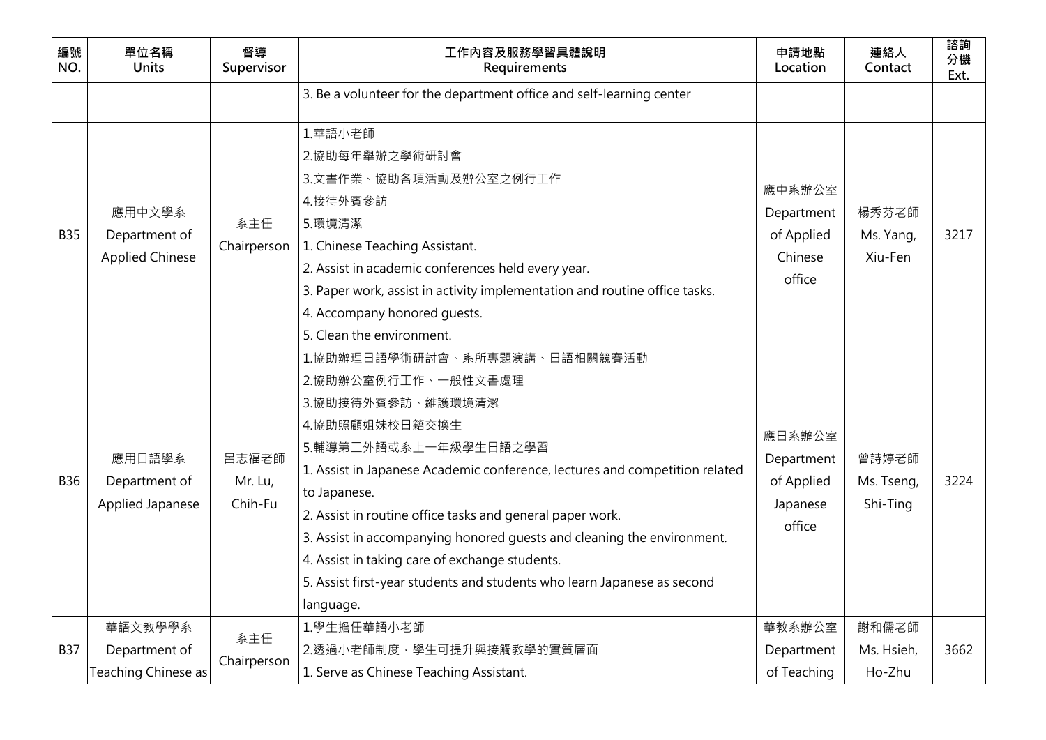| 編號 NO. | 單位名稱 Units | 督導 Supervisor | 工作內容及服務學習具體說明 Requirements | 申請地點 Location | 連絡人 Contact | 諮詢分機 Ext. |
|---|---|---|---|---|---|---|
| | | | 3. Be a volunteer for the department office and self-learning center | | | |
| B35 | 應用中文學系 Department of Applied Chinese | 系主任 Chairperson | 1.華語小老師<br>2.協助每年舉辦之學術研討會<br>3.文書作業、協助各項活動及辦公室之例行工作<br>4.接待外賓參訪<br>5.環境清潔<br>1. Chinese Teaching Assistant.<br>2. Assist in academic conferences held every year.<br>3. Paper work, assist in activity implementation and routine office tasks.<br>4. Accompany honored guests.<br>5. Clean the environment. | 應中系辦公室 Department of Applied Chinese office | 楊秀芬老師 Ms. Yang, Xiu-Fen | 3217 |
| B36 | 應用日語學系 Department of Applied Japanese | 呂志福老師 Mr. Lu, Chih-Fu | 1.協助辦理日語學術研討會、系所專題演講、日語相關競賽活動<br>2.協助辦公室例行工作、一般性文書處理<br>3.協助接待外賓參訪、維護環境清潔<br>4.協助照顧姐妹校日籍交換生<br>5.輔導第二外語或系上一年級學生日語之學習<br>1. Assist in Japanese Academic conference, lectures and competition related to Japanese.<br>2. Assist in routine office tasks and general paper work.<br>3. Assist in accompanying honored guests and cleaning the environment.<br>4. Assist in taking care of exchange students.<br>5. Assist first-year students and students who learn Japanese as second language. | 應日系辦公室 Department of Applied Japanese office | 曾詩婷老師 Ms. Tseng, Shi-Ting | 3224 |
| B37 | 華語文教學學系 Department of Teaching Chinese as | 系主任 Chairperson | 1.學生擔任華語小老師<br>2.透過小老師制度，學生可提升與接觸教學的實質層面<br>1. Serve as Chinese Teaching Assistant. | 華教系辦公室 Department of Teaching | 謝和儒老師 Ms. Hsieh, Ho-Zhu | 3662 |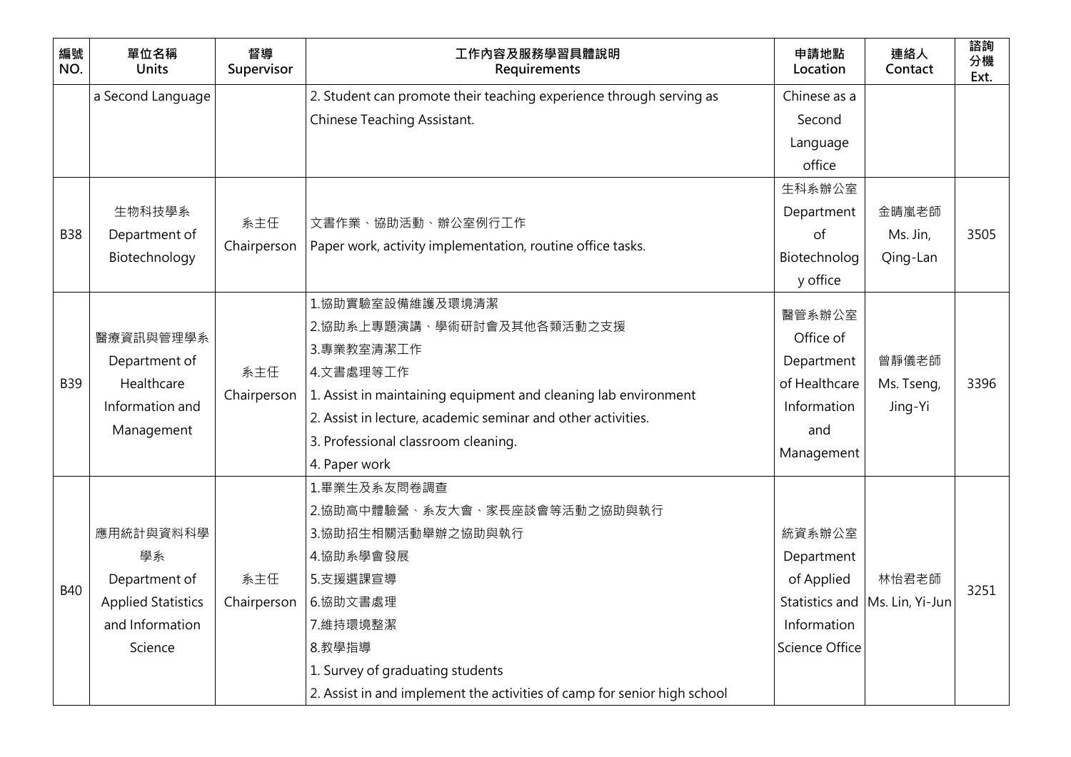| 編號 NO. | 單位名稱 Units | 督導 Supervisor | 工作內容及服務學習具體說明 Requirements | 申請地點 Location | 連絡人 Contact | 諮詢分機 Ext. |
| --- | --- | --- | --- | --- | --- | --- |
| | a Second Language | | 2. Student can promote their teaching experience through serving as Chinese Teaching Assistant. | Chinese as a Second Language office | | |
| B38 | 生物科技學系 Department of Biotechnology | 系主任 Chairperson | 文書作業、協助活動、辦公室例行工作<br>Paper work, activity implementation, routine office tasks. | 生科系辦公室 Department of Biotechnology office | 金晴嵐老師 Ms. Jin, Qing-Lan | 3505 |
| B39 | 醫療資訊與管理學系 Department of Healthcare Information and Management | 系主任 Chairperson | 1.協助實驗室設備維護及環境清潔<br>2.協助系上專題演講、學術研討會及其他各類活動之支援<br>3.專業教室清潔工作<br>4.文書處理等工作<br>1. Assist in maintaining equipment and cleaning lab environment<br>2. Assist in lecture, academic seminar and other activities.<br>3. Professional classroom cleaning.<br>4. Paper work | 醫管系辦公室 Office of Department of Healthcare Information and Management | 曾靜儀老師 Ms. Tseng, Jing-Yi | 3396 |
| B40 | 應用統計與資料科學學系 Department of Applied Statistics and Information Science | 系主任 Chairperson | 1.畢業生及系友問卷調查<br>2.協助高中體驗營、系友大會、家長座談會等活動之協助與執行<br>3.協助招生相關活動舉辦之協助與執行<br>4.協助系學會發展<br>5.支援選課宣導<br>6.協助文書處理<br>7.維持環境整潔<br>8.教學指導<br>1. Survey of graduating students<br>2. Assist in and implement the activities of camp for senior high school | 統資系辦公室 Department of Applied Statistics and Information Science Office | 林怡君老師 Ms. Lin, Yi-Jun | 3251 |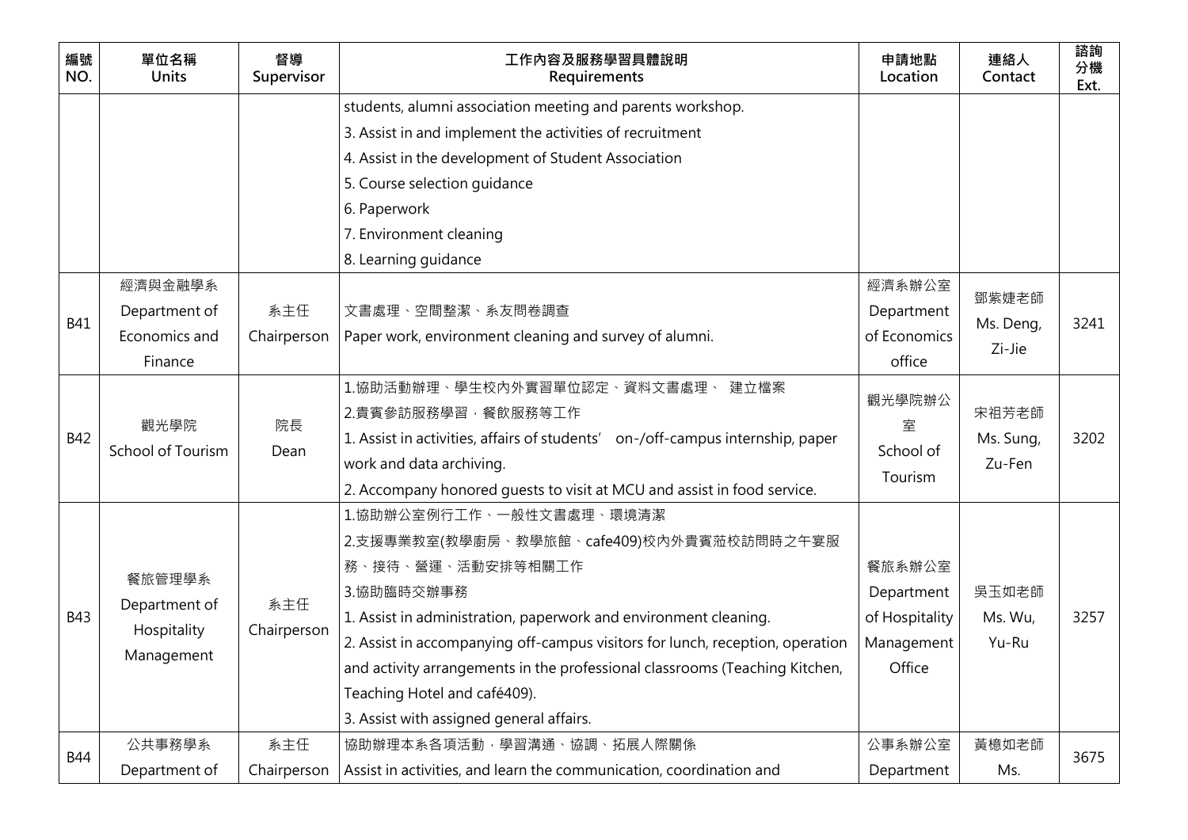| 編號 NO. | 單位名稱 Units | 督導 Supervisor | 工作內容及服務學習具體說明 Requirements | 申請地點 Location | 連絡人 Contact | 諮詢分機 Ext. |
|---|---|---|---|---|---|---|
| | | | students, alumni association meeting and parents workshop.<br>3. Assist in and implement the activities of recruitment<br>4. Assist in the development of Student Association<br>5. Course selection guidance<br>6. Paperwork<br>7. Environment cleaning<br>8. Learning guidance | | | |
| B41 | 經濟與金融學系<br>Department of Economics and Finance | 系主任<br>Chairperson | 文書處理、空間整潔、系友問卷調查<br>Paper work, environment cleaning and survey of alumni. | 經濟系辦公室<br>Department of Economics office | 鄧紫婕老師<br>Ms. Deng, Zi-Jie | 3241 |
| B42 | 觀光學院<br>School of Tourism | 院長<br>Dean | 1.協助活動辦理、學生校內外實習單位認定、資料文書處理、 建立檔案<br>2.貴賓參訪服務學習，餐飲服務等工作<br>1. Assist in activities, affairs of students' on-/off-campus internship, paper work and data archiving.<br>2. Accompany honored guests to visit at MCU and assist in food service. | 觀光學院辦公室<br>School of Tourism | 宋祖芳老師<br>Ms. Sung, Zu-Fen | 3202 |
| B43 | 餐旅管理學系<br>Department of Hospitality Management | 系主任<br>Chairperson | 1.協助辦公室例行工作、一般性文書處理、環境清潔<br>2.支援專業教室(教學廚房、教學旅館、cafe409)校內外貴賓蒞校訪問時之午宴服務、接待、營運、活動安排等相關工作<br>3.協助臨時交辦事務<br>1. Assist in administration, paperwork and environment cleaning.<br>2. Assist in accompanying off-campus visitors for lunch, reception, operation and activity arrangements in the professional classrooms (Teaching Kitchen, Teaching Hotel and café409).<br>3. Assist with assigned general affairs. | 餐旅系辦公室<br>Department of Hospitality Management Office | 吳玉如老師<br>Ms. Wu, Yu-Ru | 3257 |
| B44 | 公共事務學系<br>Department of | 系主任<br>Chairperson | 協助辦理本系各項活動，學習溝通、協調、拓展人際關係<br>Assist in activities, and learn the communication, coordination and | 公事系辦公室<br>Department | 黃穗如老師<br>Ms. | 3675 |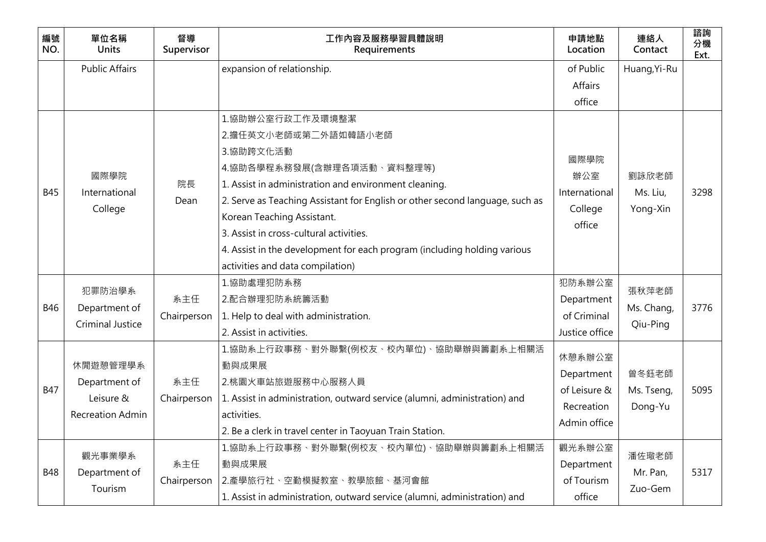| 編號 NO. | 單位名稱 Units | 督導 Supervisor | 工作內容及服務學習具體說明 Requirements | 申請地點 Location | 連絡人 Contact | 諮詢分機 Ext. |
|---|---|---|---|---|---|---|
| | Public Affairs | | expansion of relationship. | of Public Affairs office | Huang,Yi-Ru | |
| B45 | 國際學院 International College | 院長 Dean | 1.協助辦公室行政工作及環境整潔<br>2.擔任英文小老師或第二外語如韓語小老師<br>3.協助跨文化活動<br>4.協助各學程系務發展(含辦理各項活動、資料整理等)<br>1. Assist in administration and environment cleaning.<br>2. Serve as Teaching Assistant for English or other second language, such as Korean Teaching Assistant.<br>3. Assist in cross-cultural activities.<br>4. Assist in the development for each program (including holding various activities and data compilation) | 國際學院辦公室 International College office | 劉詠欣老師 Ms. Liu, Yong-Xin | 3298 |
| B46 | 犯罪防治學系 Department of Criminal Justice | 系主任 Chairperson | 1.協助處理犯防系務<br>2.配合辦理犯防系統籌活動<br>1. Help to deal with administration.<br>2. Assist in activities. | 犯防系辦公室 Department of Criminal Justice office | 張秋萍老師 Ms. Chang, Qiu-Ping | 3776 |
| B47 | 休閒遊憩管理學系 Department of Leisure & Recreation Admin | 系主任 Chairperson | 1.協助系上行政事務、對外聯繫(例校友、校內單位)、協助舉辦與籌劃系上相關活動與成果展<br>2.桃園火車站旅遊服務中心服務人員<br>1. Assist in administration, outward service (alumni, administration) and activities.<br>2. Be a clerk in travel center in Taoyuan Train Station. | 休憩系辦公室 Department of Leisure & Recreation Admin office | 曾冬鈺老師 Ms. Tseng, Dong-Yu | 5095 |
| B48 | 觀光事業學系 Department of Tourism | 系主任 Chairperson | 1.協助系上行政事務、對外聯繫(例校友、校內單位)、協助舉辦與籌劃系上相關活動與成果展<br>2.產學旅行社、空勤模擬教室、教學旅館、基河會館<br>1. Assist in administration, outward service (alumni, administration) and | 觀光系辦公室 Department of Tourism office | 潘佐璥老師 Mr. Pan, Zuo-Gem | 5317 |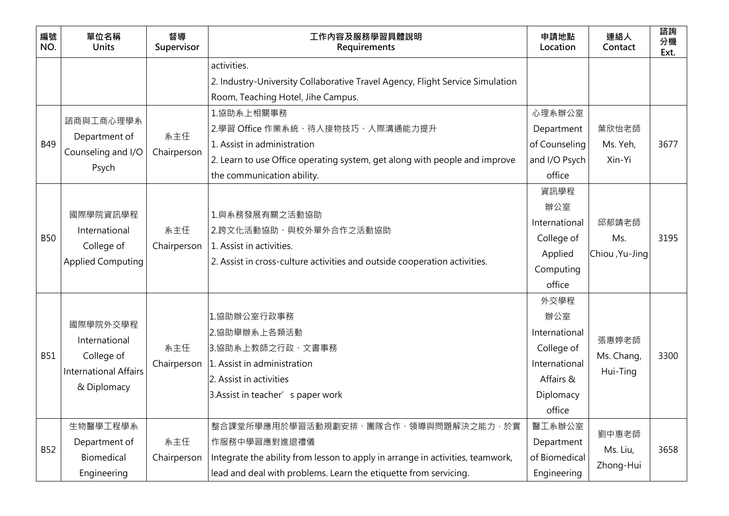| 編號 NO. | 單位名稱 Units | 督導 Supervisor | 工作內容及服務學習具體說明 Requirements | 申請地點 Location | 連絡人 Contact | 諮詢分機 Ext. |
|---|---|---|---|---|---|---|
| | | | activities.<br>2. Industry-University Collaborative Travel Agency, Flight Service Simulation Room, Teaching Hotel, Jihe Campus. | | | |
| B49 | 諮商與工商心理學系 Department of Counseling and I/O Psych | 系主任 Chairperson | 1.協助系上相關事務<br>2.學習 Office 作業系統、待人接物技巧、人際溝通能力提升<br>1. Assist in administration<br>2. Learn to use Office operating system, get along with people and improve the communication ability. | 心理系辦公室 Department of Counseling and I/O Psych office | 葉欣怡老師 Ms. Yeh, Xin-Yi | 3677 |
| B50 | 國際學院資訊學程 International College of Applied Computing | 系主任 Chairperson | 1.與系務發展有關之活動協助<br>2.跨文化活動協助、與校外單外合作之活動協助<br>1. Assist in activities.<br>2. Assist in cross-culture activities and outside cooperation activities. | 資訊學程辦公室 International College of Applied Computing office | 邱郁靖老師 Ms. Chiou ,Yu-Jing | 3195 |
| B51 | 國際學院外交學程 International College of International Affairs & Diplomacy | 系主任 Chairperson | 1.協助辦公室行政事務<br>2.協助舉辦系上各類活動<br>3.協助系上教師之行政、文書事務<br>1. Assist in administration<br>2. Assist in activities<br>3.Assist in teacher' s paper work | 外交學程辦公室 International College of International Affairs & Diplomacy office | 張惠婷老師 Ms. Chang, Hui-Ting | 3300 |
| B52 | 生物醫學工程學系 Department of Biomedical Engineering | 系主任 Chairperson | 整合課堂所學應用於學習活動規劃安排、團隊合作、領導與問題解決之能力，於實作服務中學習應對進退禮儀<br>Integrate the ability from lesson to apply in arrange in activities, teamwork, lead and deal with problems. Learn the etiquette from servicing. | 醫工系辦公室 Department of Biomedical Engineering | 劉中惠老師 Ms. Liu, Zhong-Hui | 3658 |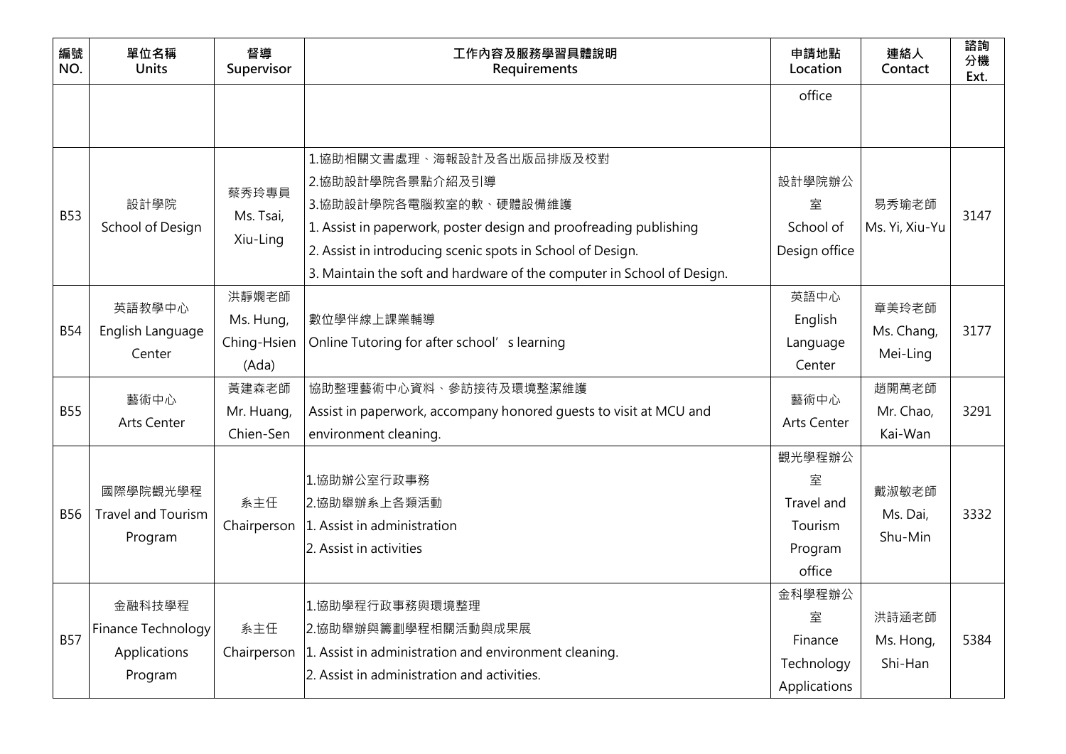| 編號 NO. | 單位名稱 Units | 督導 Supervisor | 工作內容及服務學習具體說明 Requirements | 申請地點 Location | 連絡人 Contact | 諮詢分機 Ext. |
|---|---|---|---|---|---|---|
| | | | | office | | |
| B53 | 設計學院 School of Design | 蔡秀玲專員 Ms. Tsai, Xiu-Ling | 1.協助相關文書處理、海報設計及各出版品排版及校對<br>2.協助設計學院各景點介紹及引導<br>3.協助設計學院各電腦教室的軟、硬體設備維護<br>1. Assist in paperwork, poster design and proofreading publishing<br>2. Assist in introducing scenic spots in School of Design.<br>3. Maintain the soft and hardware of the computer in School of Design. | 設計學院辦公室 School of Design office | 易秀瑜老師 Ms. Yi, Xiu-Yu | 3147 |
| B54 | 英語教學中心 English Language Center | 洪靜嫻老師 Ms. Hung, Ching-Hsien (Ada) | 數位學伴線上課業輔導<br>Online Tutoring for after school' s learning | 英語中心 English Language Center | 章美玲老師 Ms. Chang, Mei-Ling | 3177 |
| B55 | 藝術中心 Arts Center | 黃建森老師 Mr. Huang, Chien-Sen | 協助整理藝術中心資料、參訪接待及環境整潔維護<br>Assist in paperwork, accompany honored guests to visit at MCU and environment cleaning. | 藝術中心 Arts Center | 趙開萬老師 Mr. Chao, Kai-Wan | 3291 |
| B56 | 國際學院觀光學程 Travel and Tourism Program | 系主任 Chairperson | 1.協助辦公室行政事務<br>2.協助舉辦系上各類活動<br>1. Assist in administration<br>2. Assist in activities | 觀光學程辦公室 Travel and Tourism Program office | 戴淑敏老師 Ms. Dai, Shu-Min | 3332 |
| B57 | 金融科技學程 Finance Technology Applications Program | 系主任 Chairperson | 1.協助學程行政事務與環境整理<br>2.協助舉辦與籌劃學程相關活動與成果展<br>1. Assist in administration and environment cleaning.<br>2. Assist in administration and activities. | 金科學程辦公室 Finance Technology Applications | 洪詩涵老師 Ms. Hong, Shi-Han | 5384 |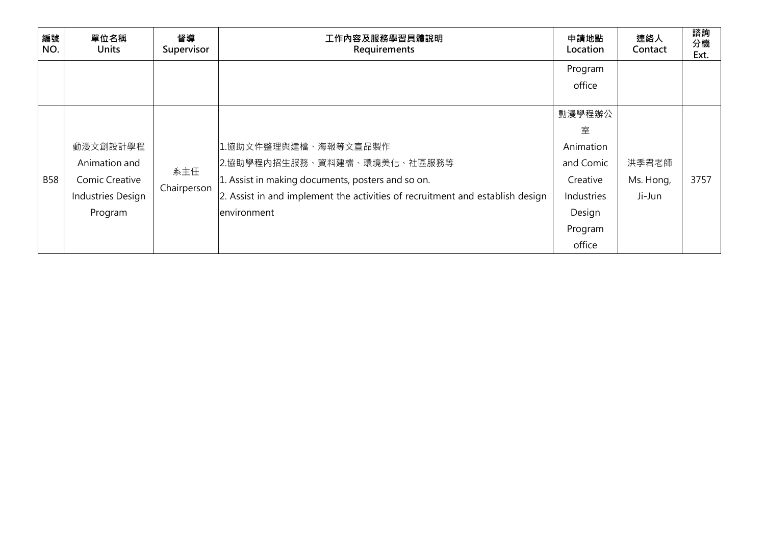| 編號 NO. | 單位名稱 Units | 督導 Supervisor | 工作內容及服務學習具體說明 Requirements | 申請地點 Location | 連絡人 Contact | 諮詢分機 Ext. |
|---|---|---|---|---|---|---|
| | | | | Program office | | |
| B58 | 動漫文創設計學程 Animation and Comic Creative Industries Design Program | 系主任 Chairperson | 1.協助文件整理與建檔、海報等文宣品製作<br>2.協助學程內招生服務、資料建檔、環境美化、社區服務等<br>1. Assist in making documents, posters and so on.<br>2. Assist in and implement the activities of recruitment and establish design environment | 動漫學程辦公室 Animation and Comic Creative Industries Design Program office | 洪季君老師 Ms. Hong, Ji-Jun | 3757 |